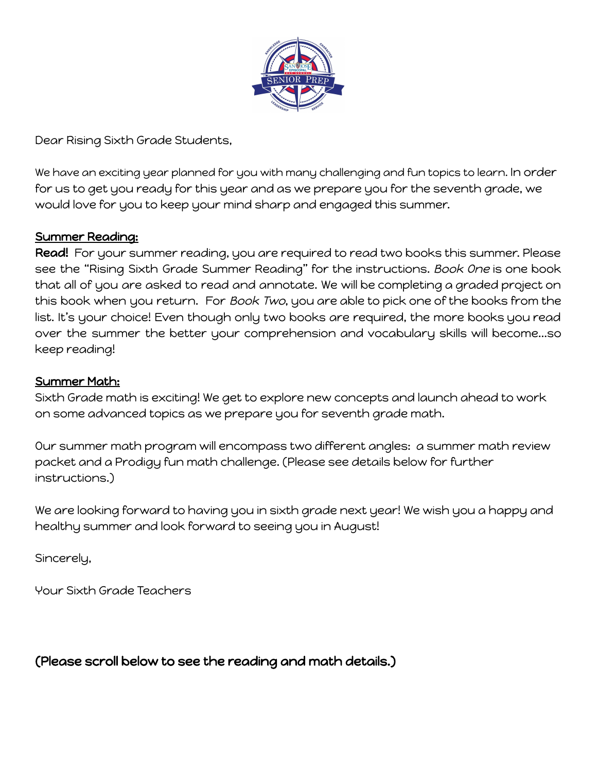Dear Rising Sixth Grade Students,

We have an exciting year planned for you with many challenging and fun topics to learn. In order for us to get you ready for this year and as we prepare you for the seventh grade, we would love for you to keep your mind sharp and engaged this summer.

## Summer Reading:

**Read!** For your summer reading, you are required to read two books this summer. Please see the "Rising Sixth Grade Summer Reading" for the instructions. *Book One* is one book that all of you are asked to read and annotate. We will be completing a graded project on this book when you return. For *Book Two*, you are able to pick one of the books from the list. It's your choice! Even though only two books are required, the more books you read over the summer the better your comprehension and vocabulary skills will become…so keep reading!

## Summer Math:

Sixth Grade math is exciting! We get to explore new concepts and launch ahead to work on some advanced topics as we prepare you for seventh grade math.

Our summer math program will encompass two different angles: a summer math review packet and a Prodigy fun math challenge. (Please see details below for further instructions.)

We are looking forward to having you in sixth grade next year! We wish you a happy and healthy summer and look forward to seeing you in August!

Sincerely,

Your Sixth Grade Teachers

**(Please scroll below to see the reading and math details.)**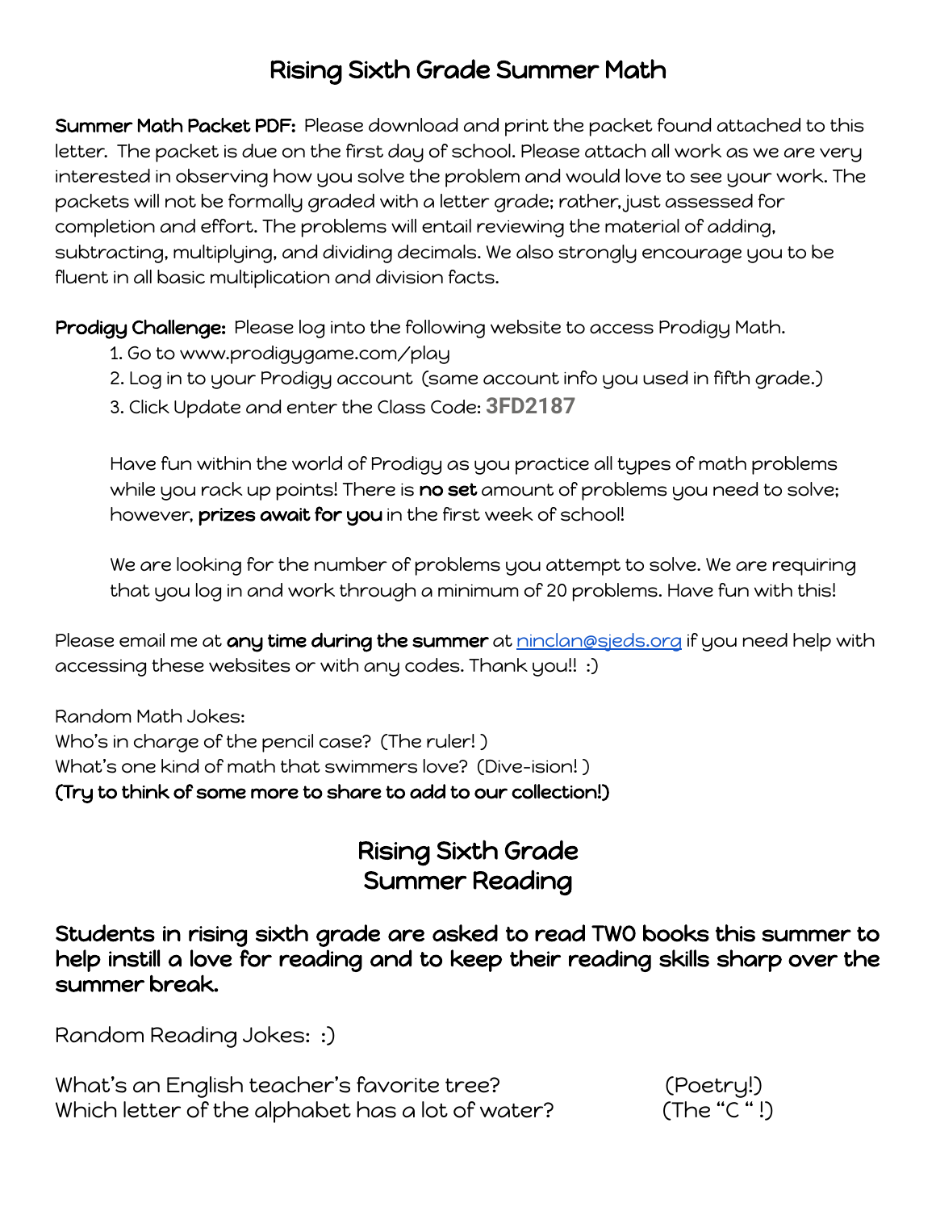# Rising Sixth Grade Summer Math

**Summer Math Packet PDF:** Please download and print the packet found attached to this letter. The packet is due on the first day of school. Please attach all work as we are very interested in observing how you solve the problem and would love to see your work. The packets will not be formally graded with a letter grade; rather, just assessed for completion and effort. The problems will entail reviewing the material of adding, subtracting, multiplying, and dividing decimals. We also strongly encourage you to be fluent in all basic multiplication and division facts.

**Prodigy Challenge:** Please log into the following website to access Prodigy Math.

1. Go to www.prodigygame.com/play
2. Log in to your Prodigy account (same account info you used in fifth grade.)
3. Click Update and enter the Class Code: **3FD2187**

Have fun within the world of Prodigy as you practice all types of math problems while you rack up points! There is **no set** amount of problems you need to solve; however, **prizes await for you** in the first week of school!

We are looking for the number of problems you attempt to solve. We are requiring that you log in and work through a minimum of 20 problems. Have fun with this!

Please email me at **any time during the summer** at [ninclan@sjeds.org](mailto:ninclan@sjeds.org) if you need help with accessing these websites or with any codes. Thank you!! :)

Random Math Jokes:
Who's in charge of the pencil case? (The ruler! )
What's one kind of math that swimmers love? (Dive-ision! )
**(Try to think of some more to share to add to our collection!)**

# Rising Sixth Grade Summer Reading

**Students in rising sixth grade are asked to read TWO books this summer to help instill a love for reading and to keep their reading skills sharp over the summer break.**

Random Reading Jokes: :)

What's an English teacher's favorite tree? (Poetry!)
Which letter of the alphabet has a lot of water? (The "C " !)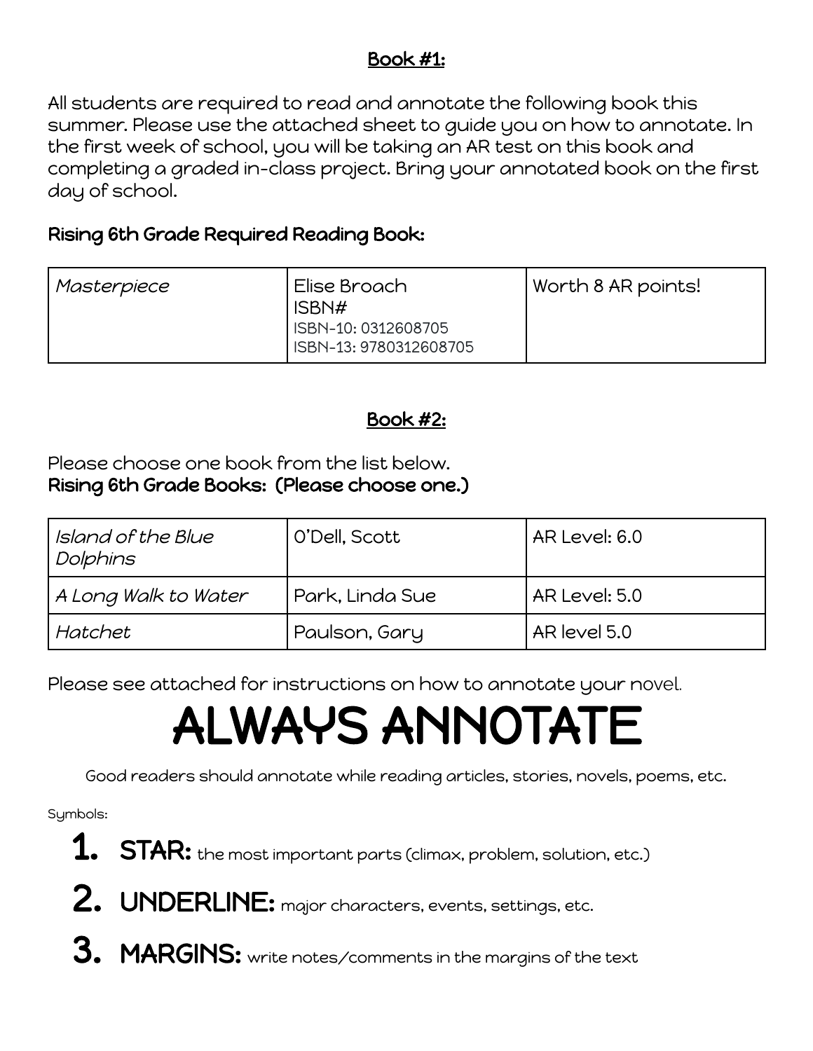## Book #1:

All students are required to read and annotate the following book this summer. Please use the attached sheet to guide you on how to annotate. In the first week of school, you will be taking an AR test on this book and completing a graded in-class project. Bring your annotated book on the first day of school.

**Rising 6th Grade Required Reading Book:**

| *Masterpiece* | Elise Broach<br>ISBN#<br>ISBN-10: 0312608705<br>ISBN-13: 9780312608705 | Worth 8 AR points! |
|---|---|---|

## Book #2:

Please choose one book from the list below.
**Rising 6th Grade Books: (Please choose one.)**

| *Island of the Blue Dolphins* | O'Dell, Scott | AR Level: 6.0 |
|---|---|---|
| *A Long Walk to Water* | Park, Linda Sue | AR Level: 5.0 |
| *Hatchet* | Paulson, Gary | AR level 5.0 |

Please see attached for instructions on how to annotate your novel.

# ALWAYS ANNOTATE

Good readers should annotate while reading articles, stories, novels, poems, etc.

Symbols:

1. **STAR:** the most important parts (climax, problem, solution, etc.)
2. **UNDERLINE:** major characters, events, settings, etc.
3. **MARGINS:** write notes/comments in the margins of the text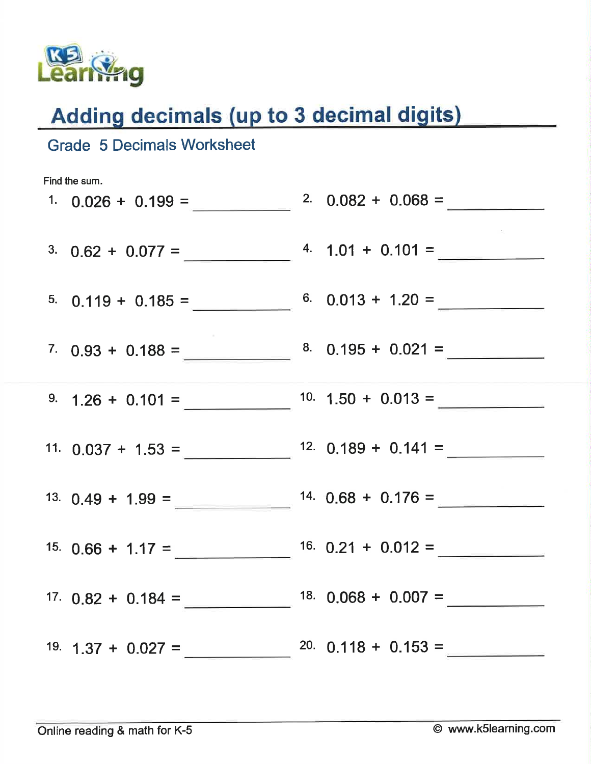# Adding decimals (up to 3 decimal digits)

## Grade 5 Decimals Worksheet

Find the sum.

1. $0.026 + 0.199 =$ \_\_\_\_\_\_\_\_\_\_

2. $0.082 + 0.068 =$ \_\_\_\_\_\_\_\_\_\_

3. $0.62 + 0.077 =$ \_\_\_\_\_\_\_\_\_\_

4. $1.01 + 0.101 =$ \_\_\_\_\_\_\_\_\_\_

5. $0.119 + 0.185 =$ \_\_\_\_\_\_\_\_\_\_

6. $0.013 + 1.20 =$ \_\_\_\_\_\_\_\_\_\_

7. $0.93 + 0.188 =$ \_\_\_\_\_\_\_\_\_\_

8. $0.195 + 0.021 =$ \_\_\_\_\_\_\_\_\_\_

9. $1.26 + 0.101 =$ \_\_\_\_\_\_\_\_\_\_

10. $1.50 + 0.013 =$ \_\_\_\_\_\_\_\_\_\_

11. $0.037 + 1.53 =$ \_\_\_\_\_\_\_\_\_\_

12. $0.189 + 0.141 =$ \_\_\_\_\_\_\_\_\_\_

13. $0.49 + 1.99 =$ \_\_\_\_\_\_\_\_\_\_

14. $0.68 + 0.176 =$ \_\_\_\_\_\_\_\_\_\_

15. $0.66 + 1.17 =$ \_\_\_\_\_\_\_\_\_\_

16. $0.21 + 0.012 =$ \_\_\_\_\_\_\_\_\_\_

17. $0.82 + 0.184 =$ \_\_\_\_\_\_\_\_\_\_

18. $0.068 + 0.007 =$ \_\_\_\_\_\_\_\_\_\_

19. $1.37 + 0.027 =$ \_\_\_\_\_\_\_\_\_\_

20. $0.118 + 0.153 =$ \_\_\_\_\_\_\_\_\_\_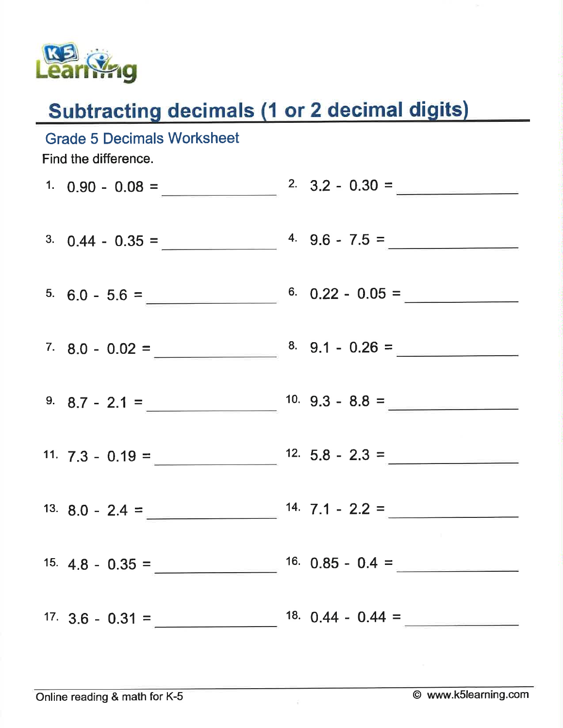# Subtracting decimals (1 or 2 decimal digits)

## Grade 5 Decimals Worksheet

Find the difference.

1. $0.90 - 0.08 =$ ______________
2. $3.2 - 0.30 =$ ______________
3. $0.44 - 0.35 =$ ______________
4. $9.6 - 7.5 =$ ______________
5. $6.0 - 5.6 =$ ______________
6. $0.22 - 0.05 =$ ______________
7. $8.0 - 0.02 =$ ______________
8. $9.1 - 0.26 =$ ______________
9. $8.7 - 2.1 =$ ______________
10. $9.3 - 8.8 =$ ______________
11. $7.3 - 0.19 =$ ______________
12. $5.8 - 2.3 =$ ______________
13. $8.0 - 2.4 =$ ______________
14. $7.1 - 2.2 =$ ______________
15. $4.8 - 0.35 =$ ______________
16. $0.85 - 0.4 =$ ______________
17. $3.6 - 0.31 =$ ______________
18. $0.44 - 0.44 =$ ______________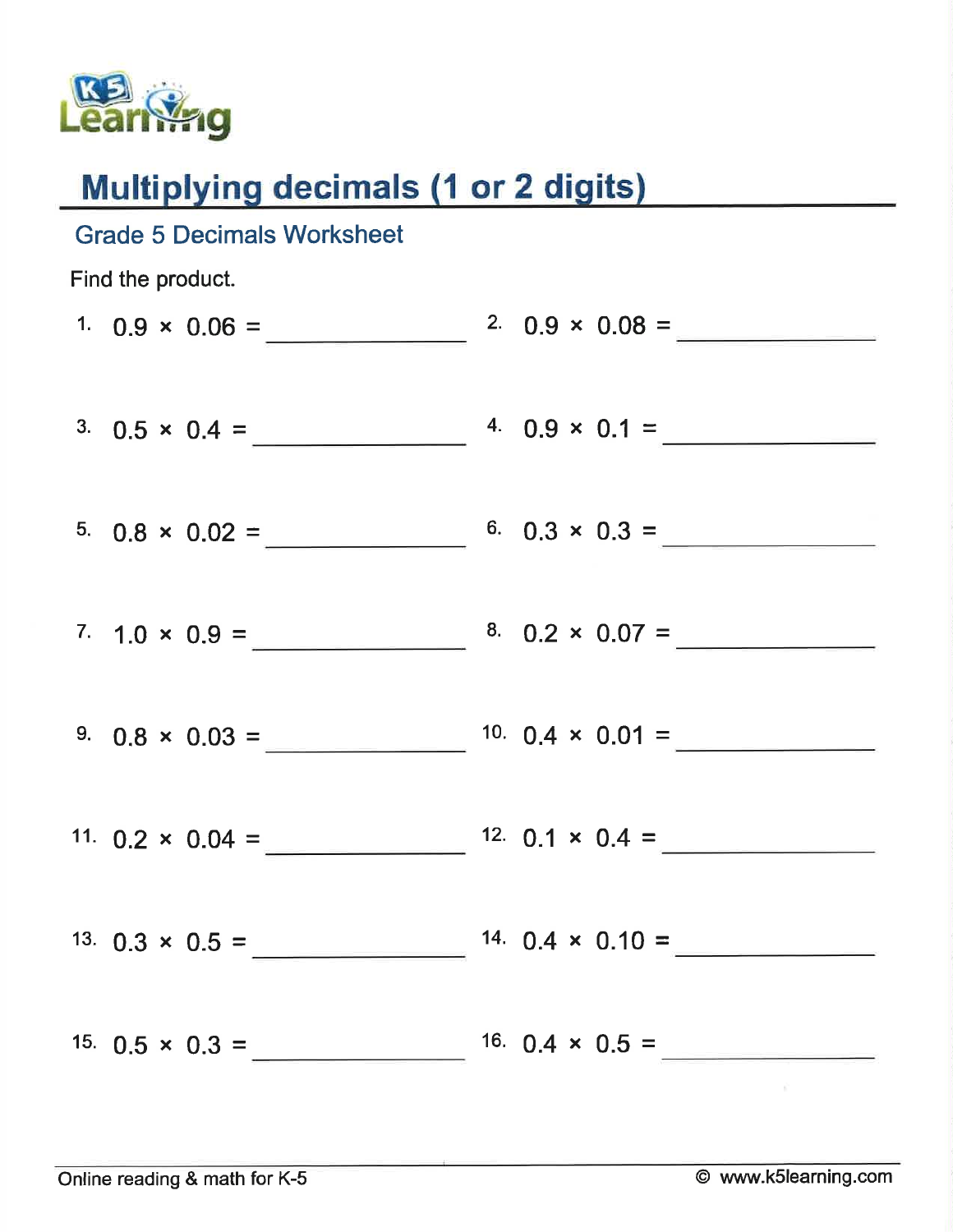K5 Learning

# Multiplying decimals (1 or 2 digits)

## Grade 5 Decimals Worksheet

Find the product.

1. $0.9 \times 0.06 =$ ______
2. $0.9 \times 0.08 =$ ______
3. $0.5 \times 0.4 =$ ______
4. $0.9 \times 0.1 =$ ______
5. $0.8 \times 0.02 =$ ______
6. $0.3 \times 0.3 =$ ______
7. $1.0 \times 0.9 =$ ______
8. $0.2 \times 0.07 =$ ______
9. $0.8 \times 0.03 =$ ______
10. $0.4 \times 0.01 =$ ______
11. $0.2 \times 0.04 =$ ______
12. $0.1 \times 0.4 =$ ______
13. $0.3 \times 0.5 =$ ______
14. $0.4 \times 0.10 =$ ______
15. $0.5 \times 0.3 =$ ______
16. $0.4 \times 0.5 =$ ______

Online reading & math for K-5 © www.k5learning.com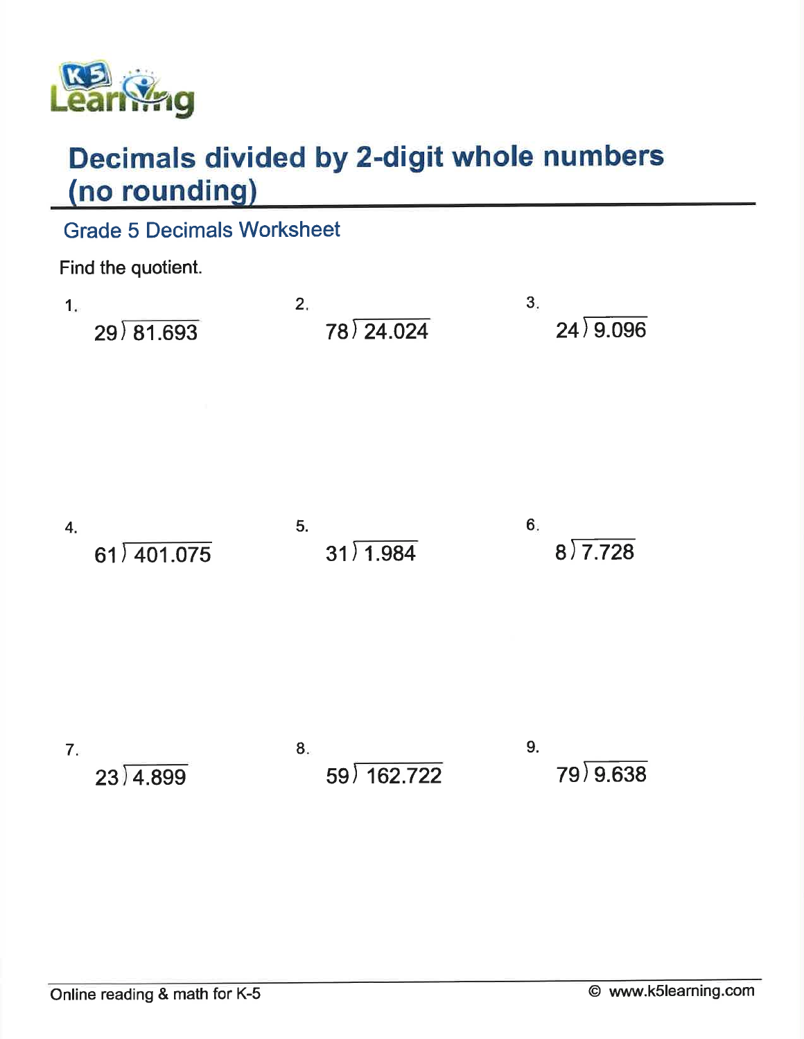# Decimals divided by 2-digit whole numbers (no rounding)

## Grade 5 Decimals Worksheet

Find the quotient.

1. $29 \overline{)81.693}$

2. $78 \overline{)24.024}$

3. $24 \overline{)9.096}$

4. $61 \overline{)401.075}$

5. $31 \overline{)1.984}$

6. $8 \overline{)7.728}$

7. $23 \overline{)4.899}$

8. $59 \overline{)162.722}$

9. $79 \overline{)9.638}$